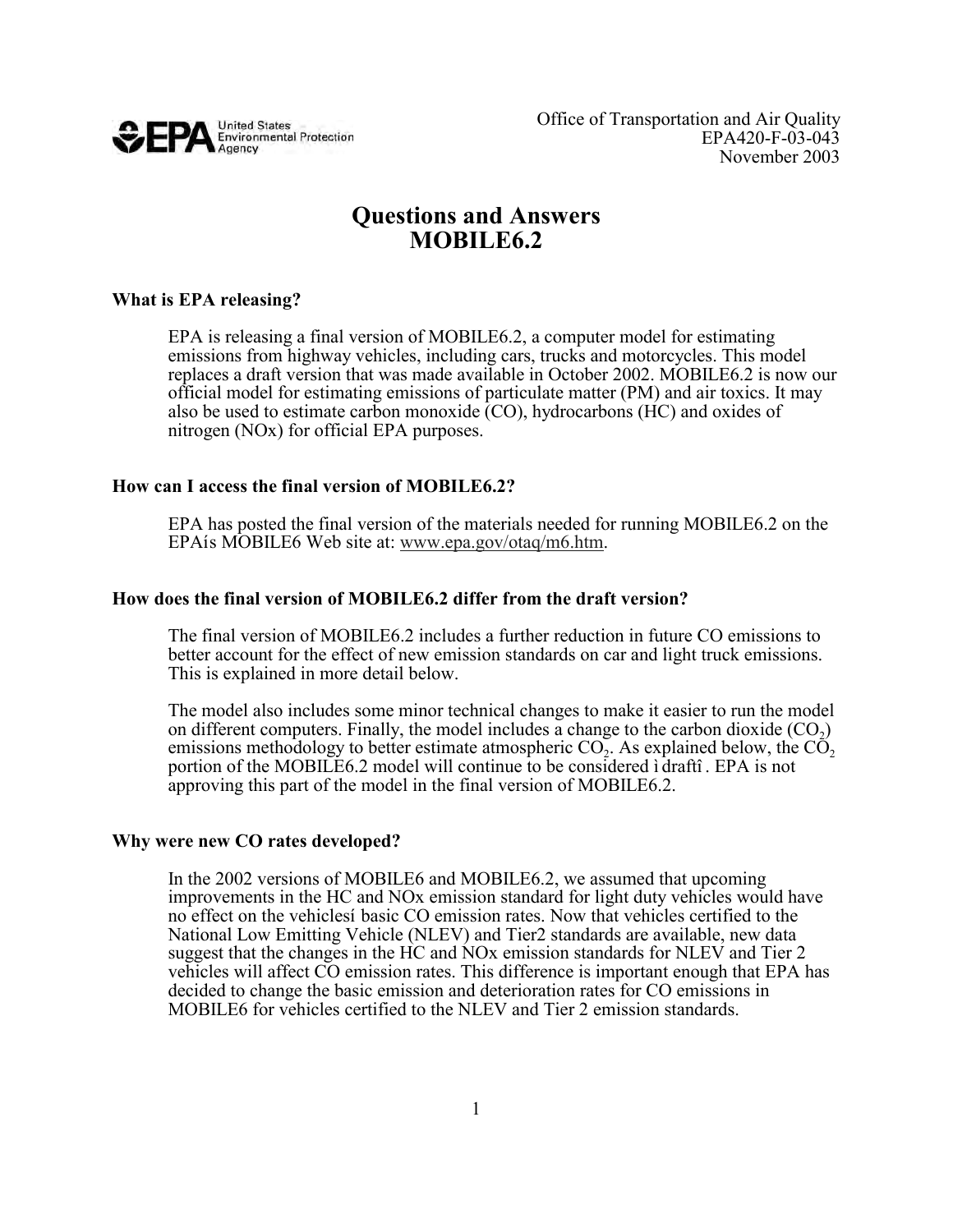Office of Transportation and Air Quality
EPA420-F-03-043
November 2003

# Questions and Answers MOBILE6.2

### What is EPA releasing?

EPA is releasing a final version of MOBILE6.2, a computer model for estimating emissions from highway vehicles, including cars, trucks and motorcycles. This model replaces a draft version that was made available in October 2002. MOBILE6.2 is now our official model for estimating emissions of particulate matter (PM) and air toxics. It may also be used to estimate carbon monoxide (CO), hydrocarbons (HC) and oxides of nitrogen (NOx) for official EPA purposes.

### How can I access the final version of MOBILE6.2?

EPA has posted the final version of the materials needed for running MOBILE6.2 on the EPAís MOBILE6 Web site at: www.epa.gov/otaq/m6.htm.

### How does the final version of MOBILE6.2 differ from the draft version?

The final version of MOBILE6.2 includes a further reduction in future CO emissions to better account for the effect of new emission standards on car and light truck emissions. This is explained in more detail below.

The model also includes some minor technical changes to make it easier to run the model on different computers. Finally, the model includes a change to the carbon dioxide ($CO_2$) emissions methodology to better estimate atmospheric $CO_2$. As explained below, the $CO_2$ portion of the MOBILE6.2 model will continue to be considered ìdraftî. EPA is not approving this part of the model in the final version of MOBILE6.2.

### Why were new CO rates developed?

In the 2002 versions of MOBILE6 and MOBILE6.2, we assumed that upcoming improvements in the HC and NOx emission standard for light duty vehicles would have no effect on the vehiclesí basic CO emission rates. Now that vehicles certified to the National Low Emitting Vehicle (NLEV) and Tier2 standards are available, new data suggest that the changes in the HC and NOx emission standards for NLEV and Tier 2 vehicles will affect CO emission rates. This difference is important enough that EPA has decided to change the basic emission and deterioration rates for CO emissions in MOBILE6 for vehicles certified to the NLEV and Tier 2 emission standards.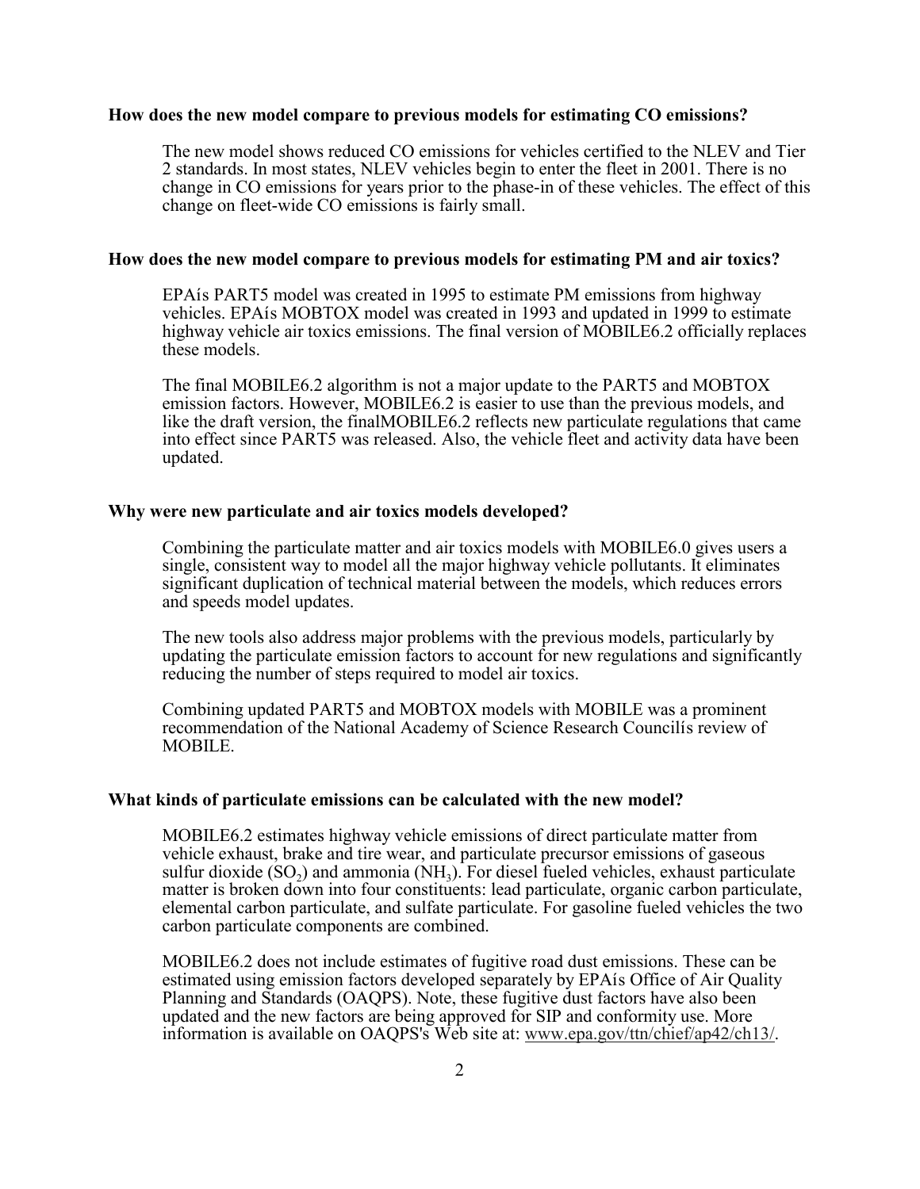**How does the new model compare to previous models for estimating CO emissions?**

The new model shows reduced CO emissions for vehicles certified to the NLEV and Tier 2 standards. In most states, NLEV vehicles begin to enter the fleet in 2001. There is no change in CO emissions for years prior to the phase-in of these vehicles. The effect of this change on fleet-wide CO emissions is fairly small.

**How does the new model compare to previous models for estimating PM and air toxics?**

EPAís PART5 model was created in 1995 to estimate PM emissions from highway vehicles. EPAís MOBTOX model was created in 1993 and updated in 1999 to estimate highway vehicle air toxics emissions. The final version of MOBILE6.2 officially replaces these models.

The final MOBILE6.2 algorithm is not a major update to the PART5 and MOBTOX emission factors. However, MOBILE6.2 is easier to use than the previous models, and like the draft version, the finalMOBILE6.2 reflects new particulate regulations that came into effect since PART5 was released. Also, the vehicle fleet and activity data have been updated.

**Why were new particulate and air toxics models developed?**

Combining the particulate matter and air toxics models with MOBILE6.0 gives users a single, consistent way to model all the major highway vehicle pollutants. It eliminates significant duplication of technical material between the models, which reduces errors and speeds model updates.

The new tools also address major problems with the previous models, particularly by updating the particulate emission factors to account for new regulations and significantly reducing the number of steps required to model air toxics.

Combining updated PART5 and MOBTOX models with MOBILE was a prominent recommendation of the National Academy of Science Research Councilís review of MOBILE.

**What kinds of particulate emissions can be calculated with the new model?**

MOBILE6.2 estimates highway vehicle emissions of direct particulate matter from vehicle exhaust, brake and tire wear, and particulate precursor emissions of gaseous sulfur dioxide ($SO_2$) and ammonia ($NH_3$). For diesel fueled vehicles, exhaust particulate matter is broken down into four constituents: lead particulate, organic carbon particulate, elemental carbon particulate, and sulfate particulate. For gasoline fueled vehicles the two carbon particulate components are combined.

MOBILE6.2 does not include estimates of fugitive road dust emissions. These can be estimated using emission factors developed separately by EPAís Office of Air Quality Planning and Standards (OAQPS). Note, these fugitive dust factors have also been updated and the new factors are being approved for SIP and conformity use. More information is available on OAQPS's Web site at: www.epa.gov/ttn/chief/ap42/ch13/.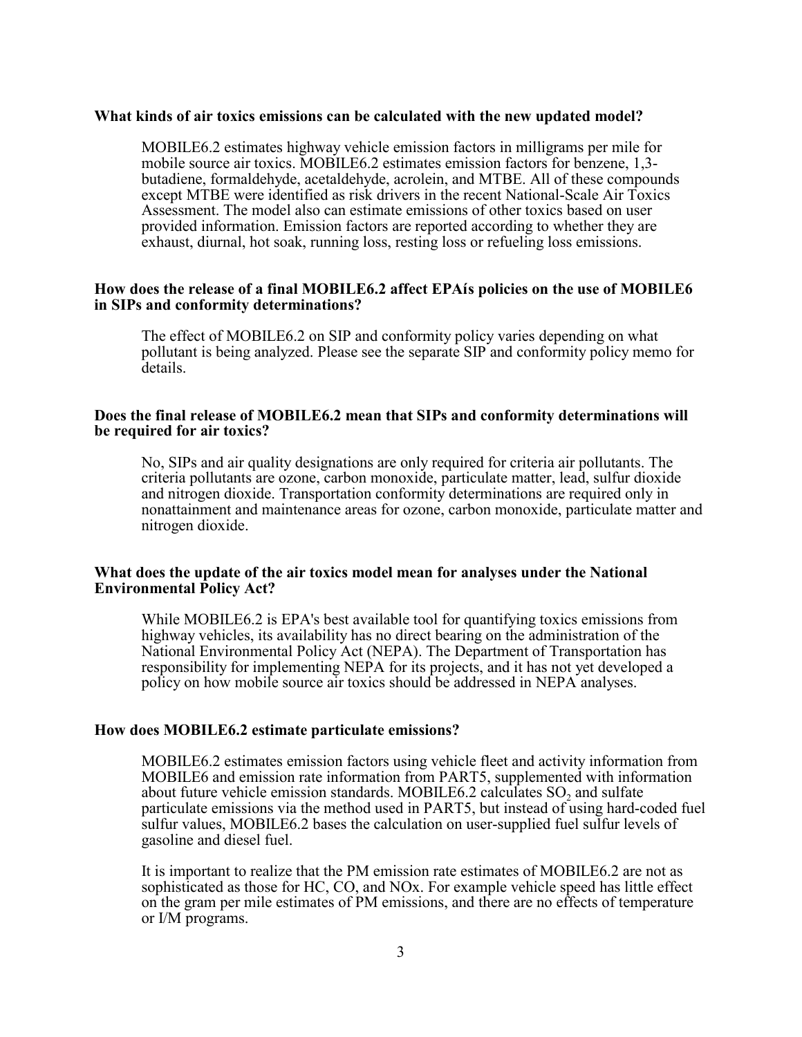**What kinds of air toxics emissions can be calculated with the new updated model?**

MOBILE6.2 estimates highway vehicle emission factors in milligrams per mile for mobile source air toxics. MOBILE6.2 estimates emission factors for benzene, 1,3-butadiene, formaldehyde, acetaldehyde, acrolein, and MTBE. All of these compounds except MTBE were identified as risk drivers in the recent National-Scale Air Toxics Assessment. The model also can estimate emissions of other toxics based on user provided information. Emission factors are reported according to whether they are exhaust, diurnal, hot soak, running loss, resting loss or refueling loss emissions.

**How does the release of a final MOBILE6.2 affect EPAís policies on the use of MOBILE6 in SIPs and conformity determinations?**

The effect of MOBILE6.2 on SIP and conformity policy varies depending on what pollutant is being analyzed. Please see the separate SIP and conformity policy memo for details.

**Does the final release of MOBILE6.2 mean that SIPs and conformity determinations will be required for air toxics?**

No, SIPs and air quality designations are only required for criteria air pollutants. The criteria pollutants are ozone, carbon monoxide, particulate matter, lead, sulfur dioxide and nitrogen dioxide. Transportation conformity determinations are required only in nonattainment and maintenance areas for ozone, carbon monoxide, particulate matter and nitrogen dioxide.

**What does the update of the air toxics model mean for analyses under the National Environmental Policy Act?**

While MOBILE6.2 is EPA's best available tool for quantifying toxics emissions from highway vehicles, its availability has no direct bearing on the administration of the National Environmental Policy Act (NEPA). The Department of Transportation has responsibility for implementing NEPA for its projects, and it has not yet developed a policy on how mobile source air toxics should be addressed in NEPA analyses.

**How does MOBILE6.2 estimate particulate emissions?**

MOBILE6.2 estimates emission factors using vehicle fleet and activity information from MOBILE6 and emission rate information from PART5, supplemented with information about future vehicle emission standards. MOBILE6.2 calculates $SO_2$ and sulfate particulate emissions via the method used in PART5, but instead of using hard-coded fuel sulfur values, MOBILE6.2 bases the calculation on user-supplied fuel sulfur levels of gasoline and diesel fuel.

It is important to realize that the PM emission rate estimates of MOBILE6.2 are not as sophisticated as those for HC, CO, and NOx. For example vehicle speed has little effect on the gram per mile estimates of PM emissions, and there are no effects of temperature or I/M programs.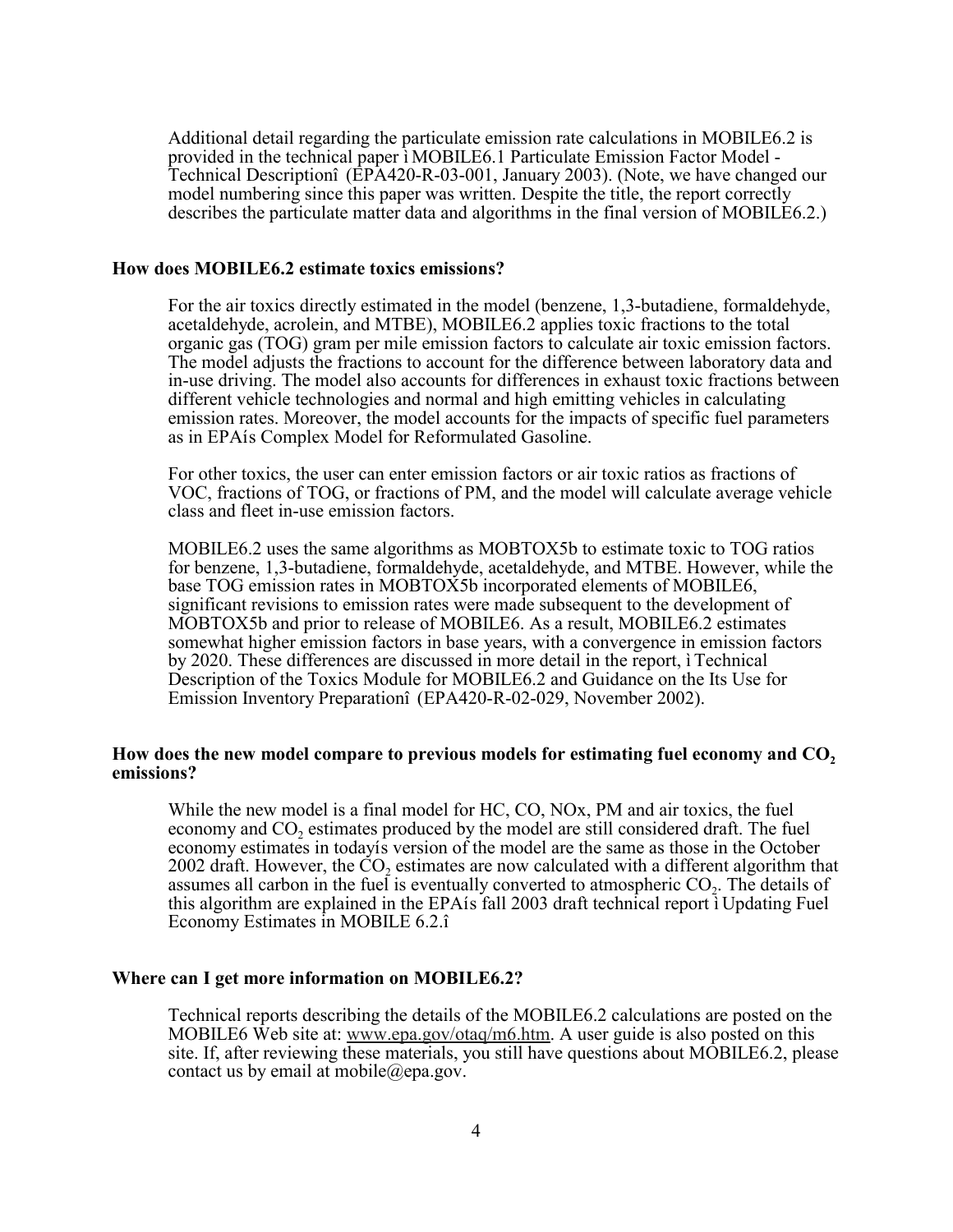Additional detail regarding the particulate emission rate calculations in MOBILE6.2 is provided in the technical paper ìMOBILE6.1 Particulate Emission Factor Model - Technical Descriptionî (EPA420-R-03-001, January 2003). (Note, we have changed our model numbering since this paper was written. Despite the title, the report correctly describes the particulate matter data and algorithms in the final version of MOBILE6.2.)

**How does MOBILE6.2 estimate toxics emissions?**

For the air toxics directly estimated in the model (benzene, 1,3-butadiene, formaldehyde, acetaldehyde, acrolein, and MTBE), MOBILE6.2 applies toxic fractions to the total organic gas (TOG) gram per mile emission factors to calculate air toxic emission factors. The model adjusts the fractions to account for the difference between laboratory data and in-use driving. The model also accounts for differences in exhaust toxic fractions between different vehicle technologies and normal and high emitting vehicles in calculating emission rates. Moreover, the model accounts for the impacts of specific fuel parameters as in EPAís Complex Model for Reformulated Gasoline.

For other toxics, the user can enter emission factors or air toxic ratios as fractions of VOC, fractions of TOG, or fractions of PM, and the model will calculate average vehicle class and fleet in-use emission factors.

MOBILE6.2 uses the same algorithms as MOBTOX5b to estimate toxic to TOG ratios for benzene, 1,3-butadiene, formaldehyde, acetaldehyde, and MTBE. However, while the base TOG emission rates in MOBTOX5b incorporated elements of MOBILE6, significant revisions to emission rates were made subsequent to the development of MOBTOX5b and prior to release of MOBILE6. As a result, MOBILE6.2 estimates somewhat higher emission factors in base years, with a convergence in emission factors by 2020. These differences are discussed in more detail in the report, ìTechnical Description of the Toxics Module for MOBILE6.2 and Guidance on the Its Use for Emission Inventory Preparationî (EPA420-R-02-029, November 2002).

**How does the new model compare to previous models for estimating fuel economy and $CO_2$ emissions?**

While the new model is a final model for HC, CO, NOx, PM and air toxics, the fuel economy and $CO_2$ estimates produced by the model are still considered draft. The fuel economy estimates in todayís version of the model are the same as those in the October 2002 draft. However, the $CO_2$ estimates are now calculated with a different algorithm that assumes all carbon in the fuel is eventually converted to atmospheric $CO_2$. The details of this algorithm are explained in the EPAís fall 2003 draft technical report ìUpdating Fuel Economy Estimates in MOBILE 6.2.î

**Where can I get more information on MOBILE6.2?**

Technical reports describing the details of the MOBILE6.2 calculations are posted on the MOBILE6 Web site at: www.epa.gov/otaq/m6.htm. A user guide is also posted on this site. If, after reviewing these materials, you still have questions about MOBILE6.2, please contact us by email at mobile@epa.gov.